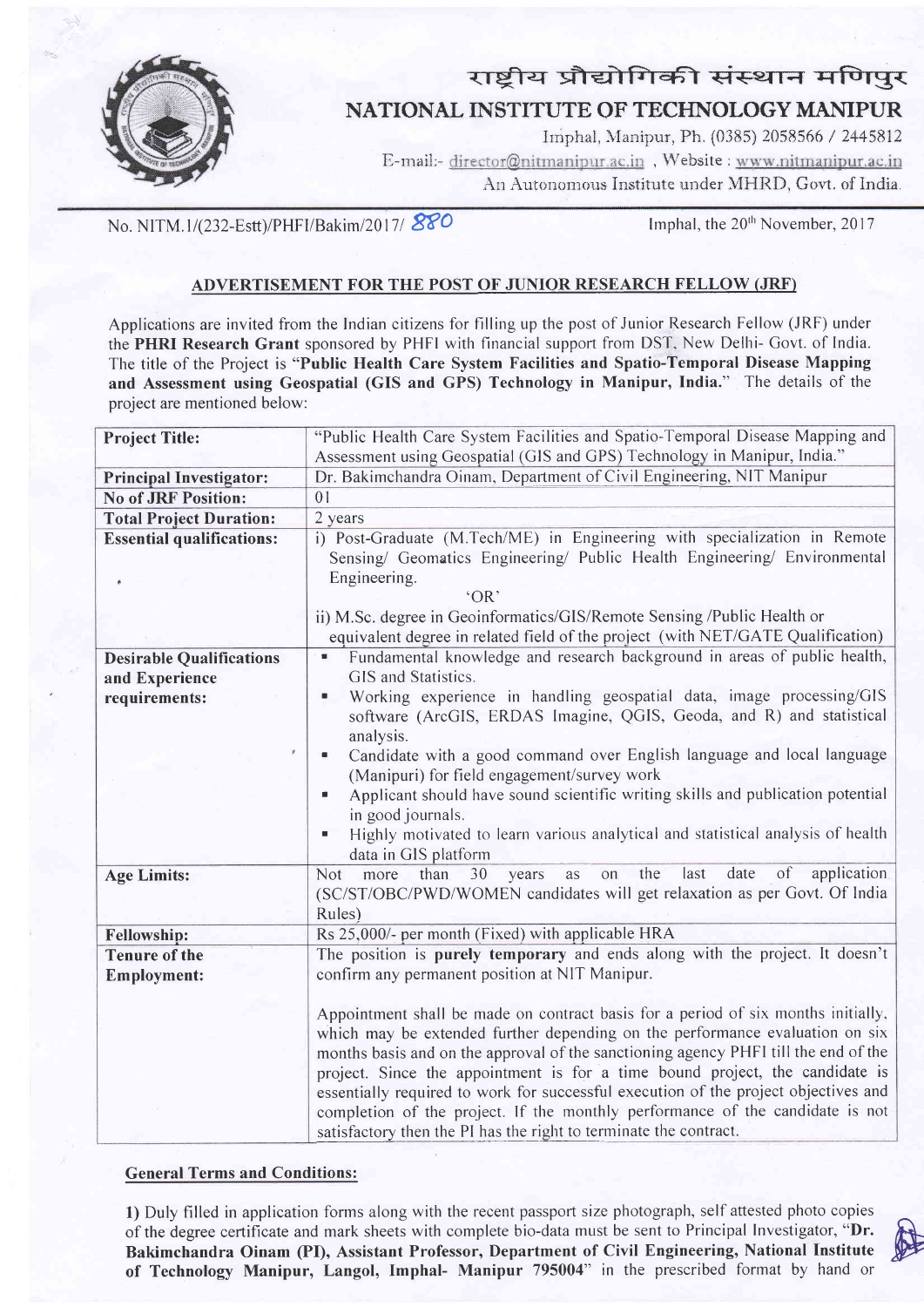# राष्ट्रीय प्रौद्योगिकी संस्थान मणिपुर

# NATIONAL INSTITUTE OF TECHNOLOGY MANIPUR

Imphal, Manipur, Ph. (0385) 2058566 / 2445812

E-mail:- director@nitmanipur.ac.in , Website : www.nitmanipur.ac.in

An Autonomous Institute under MHRD, Govt. of India.

No. NITM.1/(232-Estt)/PHFI/Bakim/2017/ 880

Imphal, the 20th November, 2017

## ADVERTISEMENT FOR THE POST OF JUNIOR RESEARCH FELLOW (JRF)

Applications are invited from the Indian citizens for filling up the post of Junior Research Fellow (JRF) under the **PHRI Research Grant** sponsored by PHFI with financial support from DST, New Delhi- Govt. of India. The title of the Project is **"Public Health Care System Facilities and Spatio-Temporal Disease Mapping and Assessment using Geospatial (GIS and GPS) Technology in Manipur, India."** The details of the project are mentioned below:

| | |
|---|---|
| **Project Title:** | "Public Health Care System Facilities and Spatio-Temporal Disease Mapping and Assessment using Geospatial (GIS and GPS) Technology in Manipur, India." |
| **Principal Investigator:** | Dr. Bakimchandra Oinam, Department of Civil Engineering, NIT Manipur |
| **No of JRF Position:** | 01 |
| **Total Project Duration:** | 2 years |
| **Essential qualifications:** | i) Post-Graduate (M.Tech/ME) in Engineering with specialization in Remote Sensing/ Geomatics Engineering/ Public Health Engineering/ Environmental Engineering. 'OR' ii) M.Sc. degree in Geoinformatics/GIS/Remote Sensing /Public Health or equivalent degree in related field of the project (with NET/GATE Qualification) |
| **Desirable Qualifications and Experience requirements:** | ▪ Fundamental knowledge and research background in areas of public health, GIS and Statistics. ▪ Working experience in handling geospatial data, image processing/GIS software (ArcGIS, ERDAS Imagine, QGIS, Geoda, and R) and statistical analysis. ▪ Candidate with a good command over English language and local language (Manipuri) for field engagement/survey work ▪ Applicant should have sound scientific writing skills and publication potential in good journals. ▪ Highly motivated to learn various analytical and statistical analysis of health data in GIS platform |
| **Age Limits:** | Not more than 30 years as on the last date of application (SC/ST/OBC/PWD/WOMEN candidates will get relaxation as per Govt. Of India Rules) |
| **Fellowship:** | Rs 25,000/- per month (Fixed) with applicable HRA |
| **Tenure of the Employment:** | The position is **purely temporary** and ends along with the project. It doesn't confirm any permanent position at NIT Manipur. Appointment shall be made on contract basis for a period of six months initially, which may be extended further depending on the performance evaluation on six months basis and on the approval of the sanctioning agency PHFI till the end of the project. Since the appointment is for a time bound project, the candidate is essentially required to work for successful execution of the project objectives and completion of the project. If the monthly performance of the candidate is not satisfactory then the PI has the right to terminate the contract. |

### General Terms and Conditions:

**1)** Duly filled in application forms along with the recent passport size photograph, self attested photo copies of the degree certificate and mark sheets with complete bio-data must be sent to Principal Investigator, "**Dr. Bakimchandra Oinam (PI), Assistant Professor, Department of Civil Engineering, National Institute of Technology Manipur, Langol, Imphal- Manipur 795004**" in the prescribed format by hand or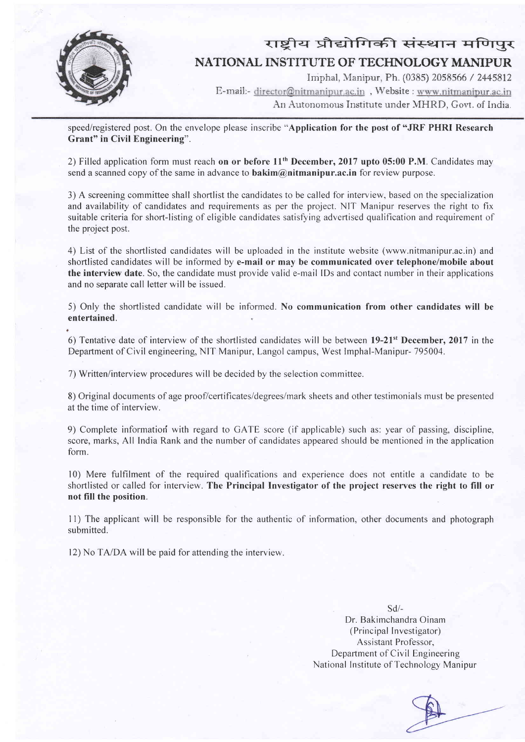# राष्ट्रीय प्रौद्योगिकी संस्थान मणिपुर

## NATIONAL INSTITUTE OF TECHNOLOGY MANIPUR

Imphal, Manipur, Ph. (0385) 2058566 / 2445812

E-mail:- director@nitmanipur.ac.in , Website : www.nitmanipur.ac.in

An Autonomous Institute under MHRD, Govt. of India.

---

speed/registered post. On the envelope please inscribe "**Application for the post of "JRF PHRI Research Grant" in Civil Engineering**".

2) Filled application form must reach **on or before 11th December, 2017 upto 05:00 P.M**. Candidates may send a scanned copy of the same in advance to **bakim@nitmanipur.ac.in** for review purpose.

3) A screening committee shall shortlist the candidates to be called for interview, based on the specialization and availability of candidates and requirements as per the project. NIT Manipur reserves the right to fix suitable criteria for short-listing of eligible candidates satisfying advertised qualification and requirement of the project post.

4) List of the shortlisted candidates will be uploaded in the institute website (www.nitmanipur.ac.in) and shortlisted candidates will be informed by **e-mail or may be communicated over telephone/mobile about the interview date**. So, the candidate must provide valid e-mail IDs and contact number in their applications and no separate call letter will be issued.

5) Only the shortlisted candidate will be informed. **No communication from other candidates will be entertained**.

6) Tentative date of interview of the shortlisted candidates will be between **19-21st December, 2017** in the Department of Civil engineering, NIT Manipur, Langol campus, West Imphal-Manipur- 795004.

7) Written/interview procedures will be decided by the selection committee.

8) Original documents of age proof/certificates/degrees/mark sheets and other testimonials must be presented at the time of interview.

9) Complete information with regard to GATE score (if applicable) such as: year of passing, discipline, score, marks, All India Rank and the number of candidates appeared should be mentioned in the application form.

10) Mere fulfilment of the required qualifications and experience does not entitle a candidate to be shortlisted or called for interview. **The Principal Investigator of the project reserves the right to fill or not fill the position**.

11) The applicant will be responsible for the authentic of information, other documents and photograph submitted.

12) No TA/DA will be paid for attending the interview.

Sd/-
Dr. Bakimchandra Oinam
(Principal Investigator)
Assistant Professor,
Department of Civil Engineering
National Institute of Technology Manipur